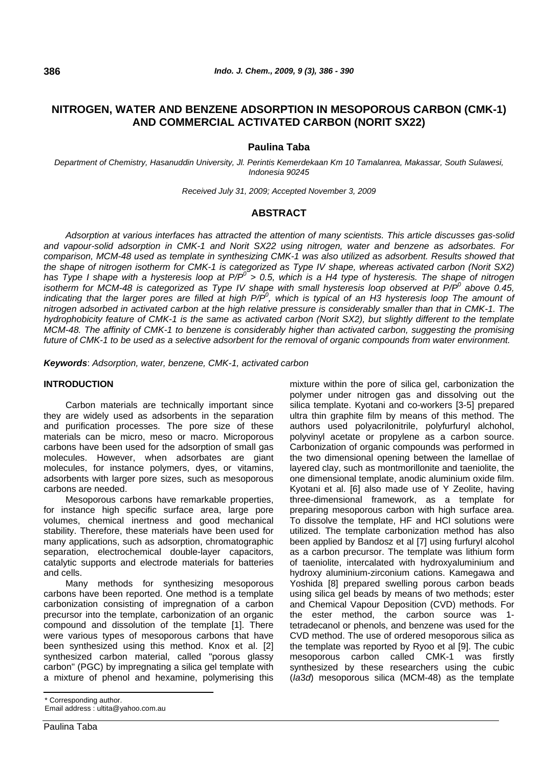# NITROGEN, WATER AND BENZENE ADSORPTION IN MESOPOROUS CARBON (CMK-1) AND COMMERCIAL ACTIVATED CARBON (NORIT SX22)

**Paulina Taba**

*Department of Chemistry, Hasanuddin University, Jl. Perintis Kemerdekaan Km 10 Tamalanrea, Makassar, South Sulawesi, Indonesia 90245*

*Received July 31, 2009; Accepted November 3, 2009*

## ABSTRACT

*Adsorption at various interfaces has attracted the attention of many scientists. This article discusses gas-solid and vapour-solid adsorption in CMK-1 and Norit SX22 using nitrogen, water and benzene as adsorbates. For comparison, MCM-48 used as template in synthesizing CMK-1 was also utilized as adsorbent. Results showed that the shape of nitrogen isotherm for CMK-1 is categorized as Type IV shape, whereas activated carbon (Norit SX2) has Type I shape with a hysteresis loop at $P/P^0 > 0.5$, which is a H4 type of hysteresis. The shape of nitrogen isotherm for MCM-48 is categorized as Type IV shape with small hysteresis loop observed at $P/P^0$ above 0.45, indicating that the larger pores are filled at high $P/P^0$, which is typical of an H3 hysteresis loop The amount of nitrogen adsorbed in activated carbon at the high relative pressure is considerably smaller than that in CMK-1. The hydrophobicity feature of CMK-1 is the same as activated carbon (Norit SX2), but slightly different to the template MCM-48. The affinity of CMK-1 to benzene is considerably higher than activated carbon, suggesting the promising future of CMK-1 to be used as a selective adsorbent for the removal of organic compounds from water environment.*

***Keywords***: *Adsorption, water, benzene, CMK-1, activated carbon*

## INTRODUCTION

Carbon materials are technically important since they are widely used as adsorbents in the separation and purification processes. The pore size of these materials can be micro, meso or macro. Microporous carbons have been used for the adsorption of small gas molecules. However, when adsorbates are giant molecules, for instance polymers, dyes, or vitamins, adsorbents with larger pore sizes, such as mesoporous carbons are needed.

Mesoporous carbons have remarkable properties, for instance high specific surface area, large pore volumes, chemical inertness and good mechanical stability. Therefore, these materials have been used for many applications, such as adsorption, chromatographic separation, electrochemical double-layer capacitors, catalytic supports and electrode materials for batteries and cells.

Many methods for synthesizing mesoporous carbons have been reported. One method is a template carbonization consisting of impregnation of a carbon precursor into the template, carbonization of an organic compound and dissolution of the template [1]. There were various types of mesoporous carbons that have been synthesized using this method. Knox et al. [2] synthesized carbon material, called "porous glassy carbon" (PGC) by impregnating a silica gel template with a mixture of phenol and hexamine, polymerising this mixture within the pore of silica gel, carbonization the polymer under nitrogen gas and dissolving out the silica template. Kyotani and co-workers [3-5] prepared ultra thin graphite film by means of this method. The authors used polyacrilonitrile, polyfurfuryl alchohol, polyvinyl acetate or propylene as a carbon source. Carbonization of organic compounds was performed in the two dimensional opening between the lamellae of layered clay, such as montmorillonite and taeniolite, the one dimensional template, anodic aluminium oxide film. Kyotani et al. [6] also made use of Y Zeolite, having three-dimensional framework, as a template for preparing mesoporous carbon with high surface area. To dissolve the template, HF and HCl solutions were utilized. The template carbonization method has also been applied by Bandosz et al [7] using furfuryl alcohol as a carbon precursor. The template was lithium form of taeniolite, intercalated with hydroxyaluminium and hydroxy aluminium-zirconium cations. Kamegawa and Yoshida [8] prepared swelling porous carbon beads using silica gel beads by means of two methods; ester and Chemical Vapour Deposition (CVD) methods. For the ester method, the carbon source was 1-tetradecanol or phenols, and benzene was used for the CVD method. The use of ordered mesoporous silica as the template was reported by Ryoo et al [9]. The cubic mesoporous carbon called CMK-1 was firstly synthesized by these researchers using the cubic (*Ia*3*d*) mesoporous silica (MCM-48) as the template

\* Corresponding author.
Email address : ultita@yahoo.com.au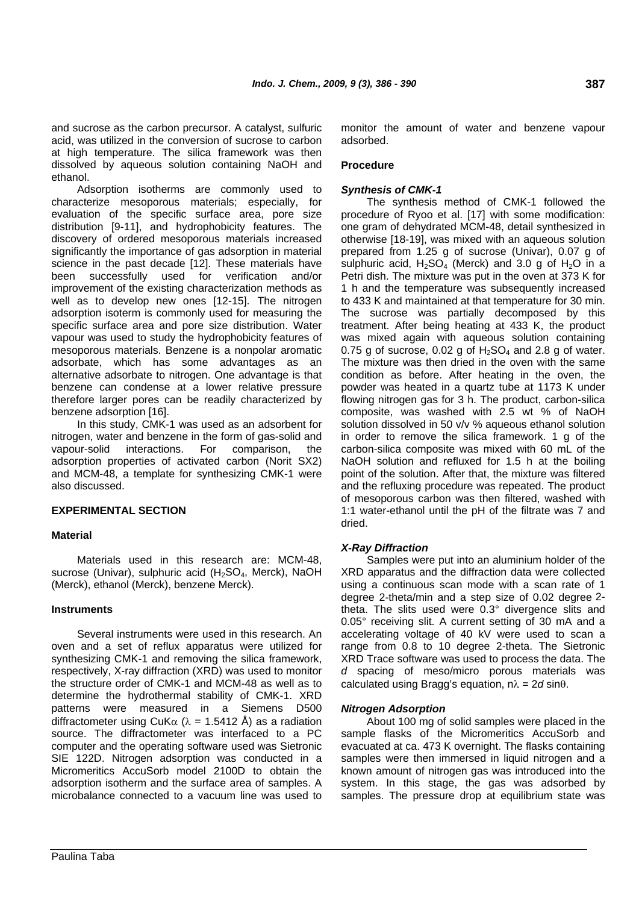and sucrose as the carbon precursor. A catalyst, sulfuric acid, was utilized in the conversion of sucrose to carbon at high temperature. The silica framework was then dissolved by aqueous solution containing NaOH and ethanol.

Adsorption isotherms are commonly used to characterize mesoporous materials; especially, for evaluation of the specific surface area, pore size distribution [9-11], and hydrophobicity features. The discovery of ordered mesoporous materials increased significantly the importance of gas adsorption in material science in the past decade [12]. These materials have been successfully used for verification and/or improvement of the existing characterization methods as well as to develop new ones [12-15]. The nitrogen adsorption isoterm is commonly used for measuring the specific surface area and pore size distribution. Water vapour was used to study the hydrophobicity features of mesoporous materials. Benzene is a nonpolar aromatic adsorbate, which has some advantages as an alternative adsorbate to nitrogen. One advantage is that benzene can condense at a lower relative pressure therefore larger pores can be readily characterized by benzene adsorption [16].

In this study, CMK-1 was used as an adsorbent for nitrogen, water and benzene in the form of gas-solid and vapour-solid interactions. For comparison, the adsorption properties of activated carbon (Norit SX2) and MCM-48, a template for synthesizing CMK-1 were also discussed.

## EXPERIMENTAL SECTION

### Material

Materials used in this research are: MCM-48, sucrose (Univar), sulphuric acid ($H_2SO_4$, Merck), NaOH (Merck), ethanol (Merck), benzene Merck).

### Instruments

Several instruments were used in this research. An oven and a set of reflux apparatus were utilized for synthesizing CMK-1 and removing the silica framework, respectively, X-ray diffraction (XRD) was used to monitor the structure order of CMK-1 and MCM-48 as well as to determine the hydrothermal stability of CMK-1. XRD patterns were measured in a Siemens D500 diffractometer using CuK$\alpha$ ($\lambda$ = 1.5412 Å) as a radiation source. The diffractometer was interfaced to a PC computer and the operating software used was Sietronic SIE 122D. Nitrogen adsorption was conducted in a Micromeritics AccuSorb model 2100D to obtain the adsorption isotherm and the surface area of samples. A microbalance connected to a vacuum line was used to monitor the amount of water and benzene vapour adsorbed.

### Procedure

#### *Synthesis of CMK-1*

The synthesis method of CMK-1 followed the procedure of Ryoo et al. [17] with some modification: one gram of dehydrated MCM-48, detail synthesized in otherwise [18-19], was mixed with an aqueous solution prepared from 1.25 g of sucrose (Univar), 0.07 g of sulphuric acid, $H_2SO_4$ (Merck) and 3.0 g of $H_2O$ in a Petri dish. The mixture was put in the oven at 373 K for 1 h and the temperature was subsequently increased to 433 K and maintained at that temperature for 30 min. The sucrose was partially decomposed by this treatment. After being heating at 433 K, the product was mixed again with aqueous solution containing 0.75 g of sucrose, 0.02 g of $H_2SO_4$ and 2.8 g of water. The mixture was then dried in the oven with the same condition as before. After heating in the oven, the powder was heated in a quartz tube at 1173 K under flowing nitrogen gas for 3 h. The product, carbon-silica composite, was washed with 2.5 wt % of NaOH solution dissolved in 50 v/v % aqueous ethanol solution in order to remove the silica framework. 1 g of the carbon-silica composite was mixed with 60 mL of the NaOH solution and refluxed for 1.5 h at the boiling point of the solution. After that, the mixture was filtered and the refluxing procedure was repeated. The product of mesoporous carbon was then filtered, washed with 1:1 water-ethanol until the pH of the filtrate was 7 and dried.

#### *X-Ray Diffraction*

Samples were put into an aluminium holder of the XRD apparatus and the diffraction data were collected using a continuous scan mode with a scan rate of 1 degree 2-theta/min and a step size of 0.02 degree 2-theta. The slits used were 0.3° divergence slits and 0.05° receiving slit. A current setting of 30 mA and a accelerating voltage of 40 kV were used to scan a range from 0.8 to 10 degree 2-theta. The Sietronic XRD Trace software was used to process the data. The *d* spacing of meso/micro porous materials was calculated using Bragg's equation, $n\lambda = 2d \sin\theta$.

#### *Nitrogen Adsorption*

About 100 mg of solid samples were placed in the sample flasks of the Micromeritics AccuSorb and evacuated at ca. 473 K overnight. The flasks containing samples were then immersed in liquid nitrogen and a known amount of nitrogen gas was introduced into the system. In this stage, the gas was adsorbed by samples. The pressure drop at equilibrium state was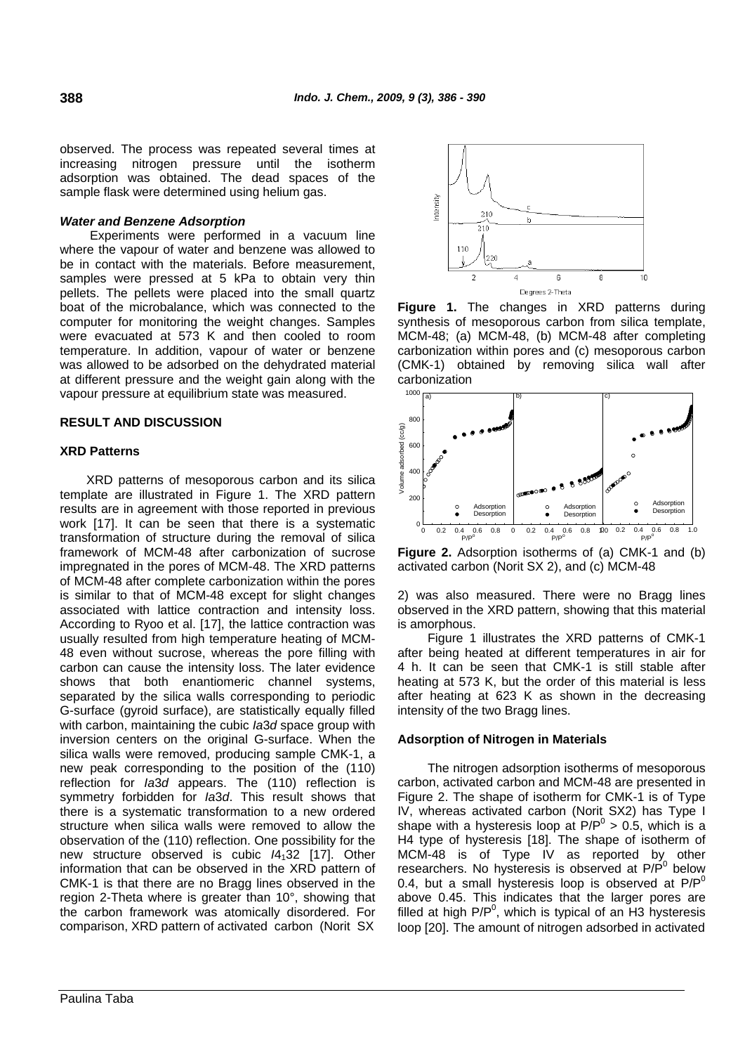observed. The process was repeated several times at increasing nitrogen pressure until the isotherm adsorption was obtained. The dead spaces of the sample flask were determined using helium gas.

### *Water and Benzene Adsorption*

Experiments were performed in a vacuum line where the vapour of water and benzene was allowed to be in contact with the materials. Before measurement, samples were pressed at 5 kPa to obtain very thin pellets. The pellets were placed into the small quartz boat of the microbalance, which was connected to the computer for monitoring the weight changes. Samples were evacuated at 573 K and then cooled to room temperature. In addition, vapour of water or benzene was allowed to be adsorbed on the dehydrated material at different pressure and the weight gain along with the vapour pressure at equilibrium state was measured.

## RESULT AND DISCUSSION

### XRD Patterns

XRD patterns of mesoporous carbon and its silica template are illustrated in Figure 1. The XRD pattern results are in agreement with those reported in previous work [17]. It can be seen that there is a systematic transformation of structure during the removal of silica framework of MCM-48 after carbonization of sucrose impregnated in the pores of MCM-48. The XRD patterns of MCM-48 after complete carbonization within the pores is similar to that of MCM-48 except for slight changes associated with lattice contraction and intensity loss. According to Ryoo et al. [17], the lattice contraction was usually resulted from high temperature heating of MCM-48 even without sucrose, whereas the pore filling with carbon can cause the intensity loss. The later evidence shows that both enantiomeric channel systems, separated by the silica walls corresponding to periodic G-surface (gyroid surface), are statistically equally filled with carbon, maintaining the cubic *Ia*3*d* space group with inversion centers on the original G-surface. When the silica walls were removed, producing sample CMK-1, a new peak corresponding to the position of the (110) reflection for *Ia*3*d* appears. The (110) reflection is symmetry forbidden for *Ia*3*d*. This result shows that there is a systematic transformation to a new ordered structure when silica walls were removed to allow the observation of the (110) reflection. One possibility for the new structure observed is cubic $I4_132$ [17]. Other information that can be observed in the XRD pattern of CMK-1 is that there are no Bragg lines observed in the region 2-Theta where is greater than 10°, showing that the carbon framework was atomically disordered. For comparison, XRD pattern of activated carbon (Norit SX 2) was also measured. There were no Bragg lines observed in the XRD pattern, showing that this material is amorphous.

**Figure 1.** The changes in XRD patterns during synthesis of mesoporous carbon from silica template, MCM-48; (a) MCM-48, (b) MCM-48 after completing carbonization within pores and (c) mesoporous carbon (CMK-1) obtained by removing silica wall after carbonization

**Figure 2.** Adsorption isotherms of (a) CMK-1 and (b) activated carbon (Norit SX 2), and (c) MCM-48

Figure 1 illustrates the XRD patterns of CMK-1 after being heated at different temperatures in air for 4 h. It can be seen that CMK-1 is still stable after heating at 573 K, but the order of this material is less after heating at 623 K as shown in the decreasing intensity of the two Bragg lines.

### Adsorption of Nitrogen in Materials

The nitrogen adsorption isotherms of mesoporous carbon, activated carbon and MCM-48 are presented in Figure 2. The shape of isotherm for CMK-1 is of Type IV, whereas activated carbon (Norit SX2) has Type I shape with a hysteresis loop at $P/P^0 > 0.5$, which is a H4 type of hysteresis [18]. The shape of isotherm of MCM-48 is of Type IV as reported by other researchers. No hysteresis is observed at $P/P^0$ below 0.4, but a small hysteresis loop is observed at $P/P^0$ above 0.45. This indicates that the larger pores are filled at high $P/P^0$, which is typical of an H3 hysteresis loop [20]. The amount of nitrogen adsorbed in activated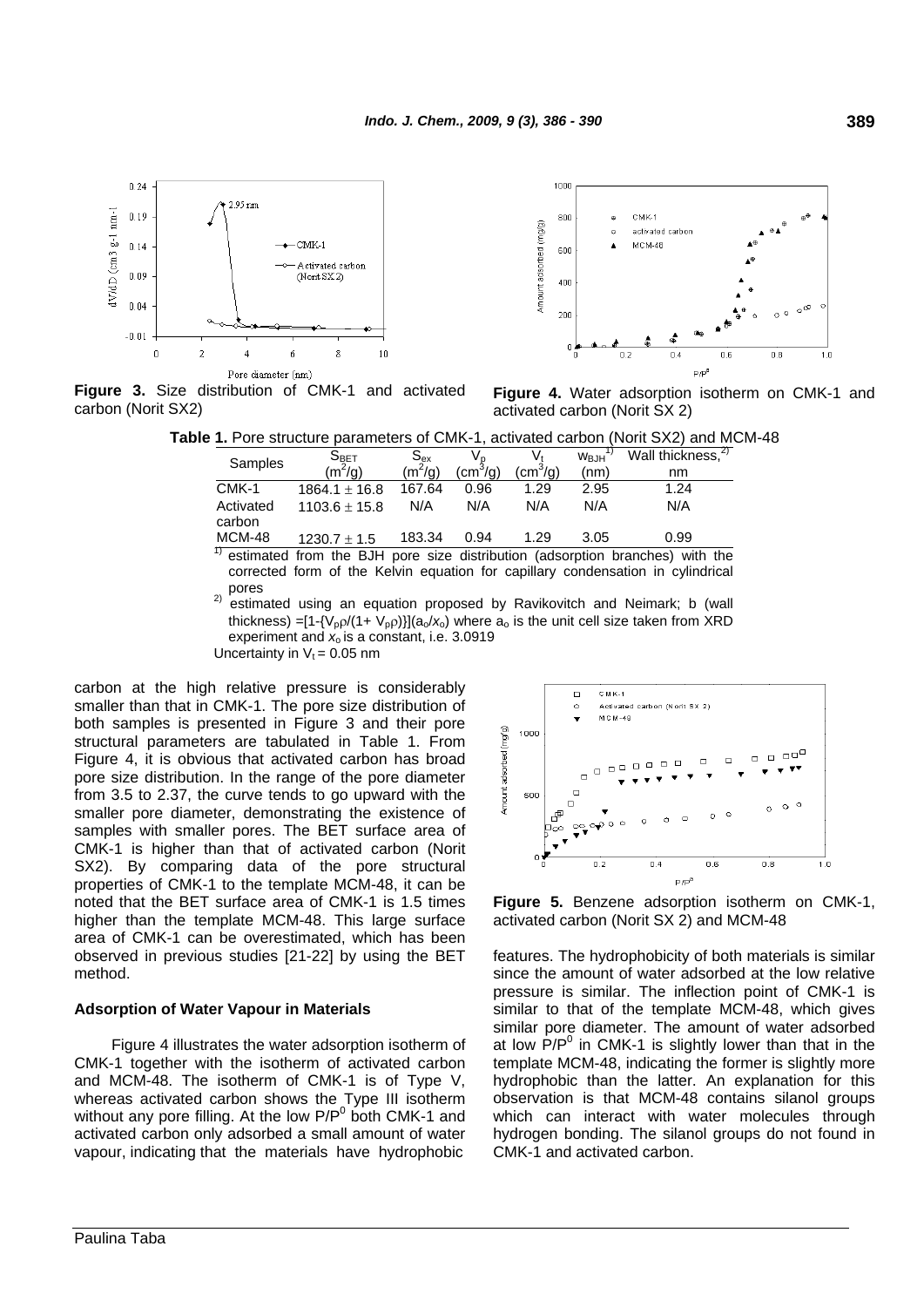**Figure 3.** Size distribution of CMK-1 and activated carbon (Norit SX2)

**Figure 4.** Water adsorption isotherm on CMK-1 and activated carbon (Norit SX 2)

**Table 1.** Pore structure parameters of CMK-1, activated carbon (Norit SX2) and MCM-48

| Samples | $S_{BET}$ ($m^2$/g) | $S_{ex}$ ($m^2$/g) | $V_p$ ($cm^3$/g) | $V_t$ ($cm^3$/g) | $w_{BJH}$ [1] (nm) | Wall thickness,[2] nm |
|---|---|---|---|---|---|---|
| CMK-1 | $1864.1 \pm 16.8$ | 167.64 | 0.96 | 1.29 | 2.95 | 1.24 |
| Activated carbon | $1103.6 \pm 15.8$ | N/A | N/A | N/A | N/A | N/A |
| MCM-48 | $1230.7 \pm 1.5$ | 183.34 | 0.94 | 1.29 | 3.05 | 0.99 |

[1] estimated from the BJH pore size distribution (adsorption branches) with the corrected form of the Kelvin equation for capillary condensation in cylindrical pores

[2] estimated using an equation proposed by Ravikovitch and Neimark; b (wall thickness) $=[1-\{V_p\rho/(1+V_p\rho)\}](a_o/x_o)$ where $a_o$ is the unit cell size taken from XRD experiment and $x_o$ is a constant, i.e. 3.0919

Uncertainty in $V_t$ = 0.05 nm

carbon at the high relative pressure is considerably smaller than that in CMK-1. The pore size distribution of both samples is presented in Figure 3 and their pore structural parameters are tabulated in Table 1. From Figure 4, it is obvious that activated carbon has broad pore size distribution. In the range of the pore diameter from 3.5 to 2.37, the curve tends to go upward with the smaller pore diameter, demonstrating the existence of samples with smaller pores. The BET surface area of CMK-1 is higher than that of activated carbon (Norit SX2). By comparing data of the pore structural properties of CMK-1 to the template MCM-48, it can be noted that the BET surface area of CMK-1 is 1.5 times higher than the template MCM-48. This large surface area of CMK-1 can be overestimated, which has been observed in previous studies [21-22] by using the BET method.

### Adsorption of Water Vapour in Materials

Figure 4 illustrates the water adsorption isotherm of CMK-1 together with the isotherm of activated carbon and MCM-48. The isotherm of CMK-1 is of Type V, whereas activated carbon shows the Type III isotherm without any pore filling. At the low $P/P^0$ both CMK-1 and activated carbon only adsorbed a small amount of water vapour, indicating that the materials have hydrophobic features. The hydrophobicity of both materials is similar since the amount of water adsorbed at the low relative pressure is similar. The inflection point of CMK-1 is similar to that of the template MCM-48, which gives similar pore diameter. The amount of water adsorbed at low $P/P^0$ in CMK-1 is slightly lower than that in the template MCM-48, indicating the former is slightly more hydrophobic than the latter. An explanation for this observation is that MCM-48 contains silanol groups which can interact with water molecules through hydrogen bonding. The silanol groups do not found in CMK-1 and activated carbon.

**Figure 5.** Benzene adsorption isotherm on CMK-1, activated carbon (Norit SX 2) and MCM-48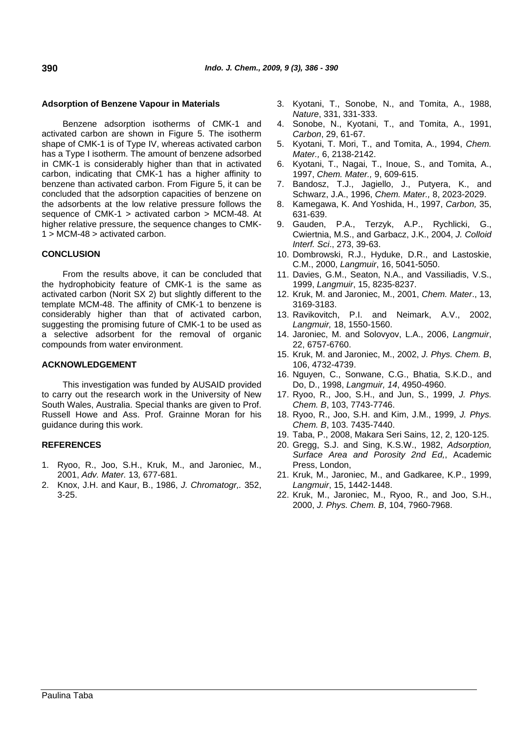### Adsorption of Benzene Vapour in Materials

Benzene adsorption isotherms of CMK-1 and activated carbon are shown in Figure 5. The isotherm shape of CMK-1 is of Type IV, whereas activated carbon has a Type I isotherm. The amount of benzene adsorbed in CMK-1 is considerably higher than that in activated carbon, indicating that CMK-1 has a higher affinity to benzene than activated carbon. From Figure 5, it can be concluded that the adsorption capacities of benzene on the adsorbents at the low relative pressure follows the sequence of CMK-1 > activated carbon > MCM-48. At higher relative pressure, the sequence changes to CMK-1 > MCM-48 > activated carbon.

## CONCLUSION

From the results above, it can be concluded that the hydrophobicity feature of CMK-1 is the same as activated carbon (Norit SX 2) but slightly different to the template MCM-48. The affinity of CMK-1 to benzene is considerably higher than that of activated carbon, suggesting the promising future of CMK-1 to be used as a selective adsorbent for the removal of organic compounds from water environment.

## ACKNOWLEDGEMENT

This investigation was funded by AUSAID provided to carry out the research work in the University of New South Wales, Australia. Special thanks are given to Prof. Russell Howe and Ass. Prof. Grainne Moran for his guidance during this work.

## REFERENCES

1. Ryoo, R., Joo, S.H., Kruk, M., and Jaroniec, M., 2001, *Adv. Mater.* 13*,* 677-681.
2. Knox, J.H. and Kaur, B., 1986, *J. Chromatogr,.* 352, 3-25.
3. Kyotani, T., Sonobe, N., and Tomita, A., 1988, *Nature*, 331, 331-333.
4. Sonobe, N., Kyotani, T., and Tomita, A., 1991, *Carbon*, 29, 61-67.
5. Kyotani, T. Mori, T., and Tomita, A., 1994, *Chem. Mater.,* 6, 2138-2142.
6. Kyotani, T., Nagai, T., Inoue, S., and Tomita, A., 1997, *Chem. Mater.,* 9, 609-615.
7. Bandosz, T.J., Jagiello, J., Putyera, K., and Schwarz, J.A., 1996, *Chem. Mater.,* 8, 2023-2029.
8. Kamegawa, K. And Yoshida, H., 1997, *Carbon,* 35, 631-639.
9. Gauden, P.A., Terzyk, A.P., Rychlicki, G., Cwiertnia, M.S., and Garbacz, J.K., 2004, *J. Colloid Interf. Sci*., 273, 39-63.
10. Dombrowski, R.J., Hyduke, D.R., and Lastoskie, C.M., 2000, *Langmuir*, 16, 5041-5050.
11. Davies, G.M., Seaton, N.A., and Vassiliadis, V.S., 1999, *Langmuir*, 15, 8235-8237.
12. Kruk, M. and Jaroniec, M., 2001, *Chem. Mater*., 13, 3169-3183.
13. Ravikovitch, P.I. and Neimark, A.V., 2002, *Langmuir,* 18, 1550-1560.
14. Jaroniec, M. and Solovyov, L.A., 2006, *Langmuir*, 22, 6757-6760.
15. Kruk, M. and Jaroniec, M., 2002, *J. Phys. Chem. B*, 106, 4732-4739.
16. Nguyen, C., Sonwane, C.G., Bhatia, S.K.D., and Do, D., 1998, *Langmuir, 14*, 4950-4960.
17. Ryoo, R., Joo, S.H., and Jun, S., 1999, *J. Phys. Chem. B*, 103, 7743-7746.
18. Ryoo, R., Joo, S.H. and Kim, J.M., 1999, *J. Phys. Chem. B*, 103. 7435-7440.
19. Taba, P., 2008, Makara Seri Sains, 12, 2, 120-125.
20. Gregg, S.J. and Sing, K.S.W., 1982, *Adsorption, Surface Area and Porosity 2nd Ed,*, Academic Press, London,
21. Kruk, M., Jaroniec, M., and Gadkaree, K.P., 1999, *Langmuir*, 15, 1442-1448.
22. Kruk, M., Jaroniec, M., Ryoo, R., and Joo, S.H., 2000, *J. Phys. Chem. B*, 104, 7960-7968.